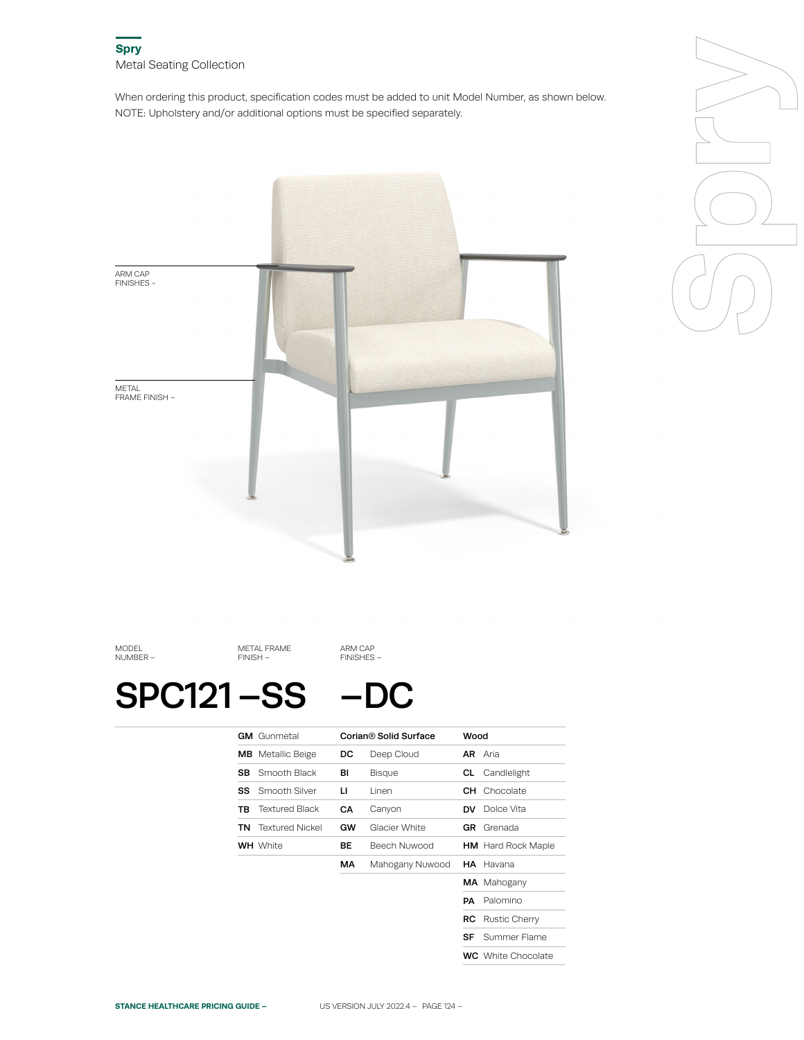## Spry

Metal Seating Collection

When ordering this product, specification codes must be added to unit Model Number, as shown below.
NOTE: Upholstery and/or additional options must be specified separately.

ARM CAP FINISHES –

METAL FRAME FINISH –

| MODEL NUMBER – | METAL FRAME FINISH – | ARM CAP FINISHES – |
|---|---|---|
| **SPC121** | **–SS** | **–DC** |

| Metal Frame Finish | Corian® Solid Surface | Wood |
|---|---|---|
| **GM** Gunmetal | **DC** Deep Cloud | **AR** Aria |
| **MB** Metallic Beige | **BI** Bisque | **CL** Candlelight |
| **SB** Smooth Black | **LI** Linen | **CH** Chocolate |
| **SS** Smooth Silver | **CA** Canyon | **DV** Dolce Vita |
| **TB** Textured Black | **GW** Glacier White | **GR** Grenada |
| **TN** Textured Nickel | **BE** Beech Nuwood | **HM** Hard Rock Maple |
| **WH** White | **MA** Mahogany Nuwood | **HA** Havana |
| | | **MA** Mahogany |
| | | **PA** Palomino |
| | | **RC** Rustic Cherry |
| | | **SF** Summer Flame |
| | | **WC** White Chocolate |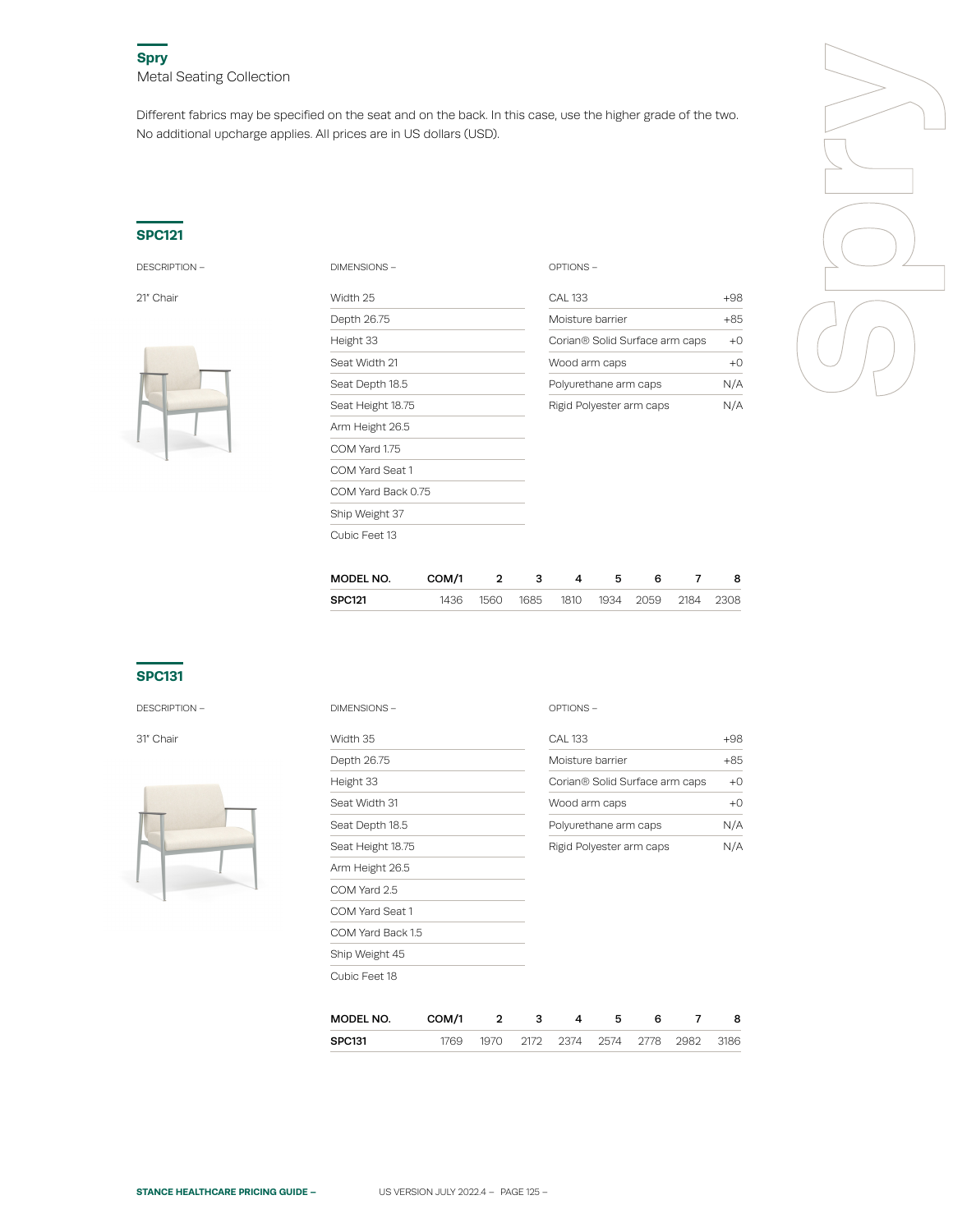## Spry

Metal Seating Collection

Different fabrics may be specified on the seat and on the back. In this case, use the higher grade of the two. No additional upcharge applies. All prices are in US dollars (USD).

### SPC121

DESCRIPTION –

21" Chair

DIMENSIONS –

- Width 25
- Depth 26.75
- Height 33
- Seat Width 21
- Seat Depth 18.5
- Seat Height 18.75
- Arm Height 26.5
- COM Yard 1.75
- COM Yard Seat 1
- COM Yard Back 0.75
- Ship Weight 37
- Cubic Feet 13

OPTIONS –

| Option | Price |
|---|---|
| CAL 133 | +98 |
| Moisture barrier | +85 |
| Corian® Solid Surface arm caps | +0 |
| Wood arm caps | +0 |
| Polyurethane arm caps | N/A |
| Rigid Polyester arm caps | N/A |

| MODEL NO. | COM/1 | 2 | 3 | 4 | 5 | 6 | 7 | 8 |
|---|---|---|---|---|---|---|---|---|
| SPC121 | 1436 | 1560 | 1685 | 1810 | 1934 | 2059 | 2184 | 2308 |

### SPC131

DESCRIPTION –

31" Chair

DIMENSIONS –

- Width 35
- Depth 26.75
- Height 33
- Seat Width 31
- Seat Depth 18.5
- Seat Height 18.75
- Arm Height 26.5
- COM Yard 2.5
- COM Yard Seat 1
- COM Yard Back 1.5
- Ship Weight 45
- Cubic Feet 18

OPTIONS –

| Option | Price |
|---|---|
| CAL 133 | +98 |
| Moisture barrier | +85 |
| Corian® Solid Surface arm caps | +0 |
| Wood arm caps | +0 |
| Polyurethane arm caps | N/A |
| Rigid Polyester arm caps | N/A |

| MODEL NO. | COM/1 | 2 | 3 | 4 | 5 | 6 | 7 | 8 |
|---|---|---|---|---|---|---|---|---|
| SPC131 | 1769 | 1970 | 2172 | 2374 | 2574 | 2778 | 2982 | 3186 |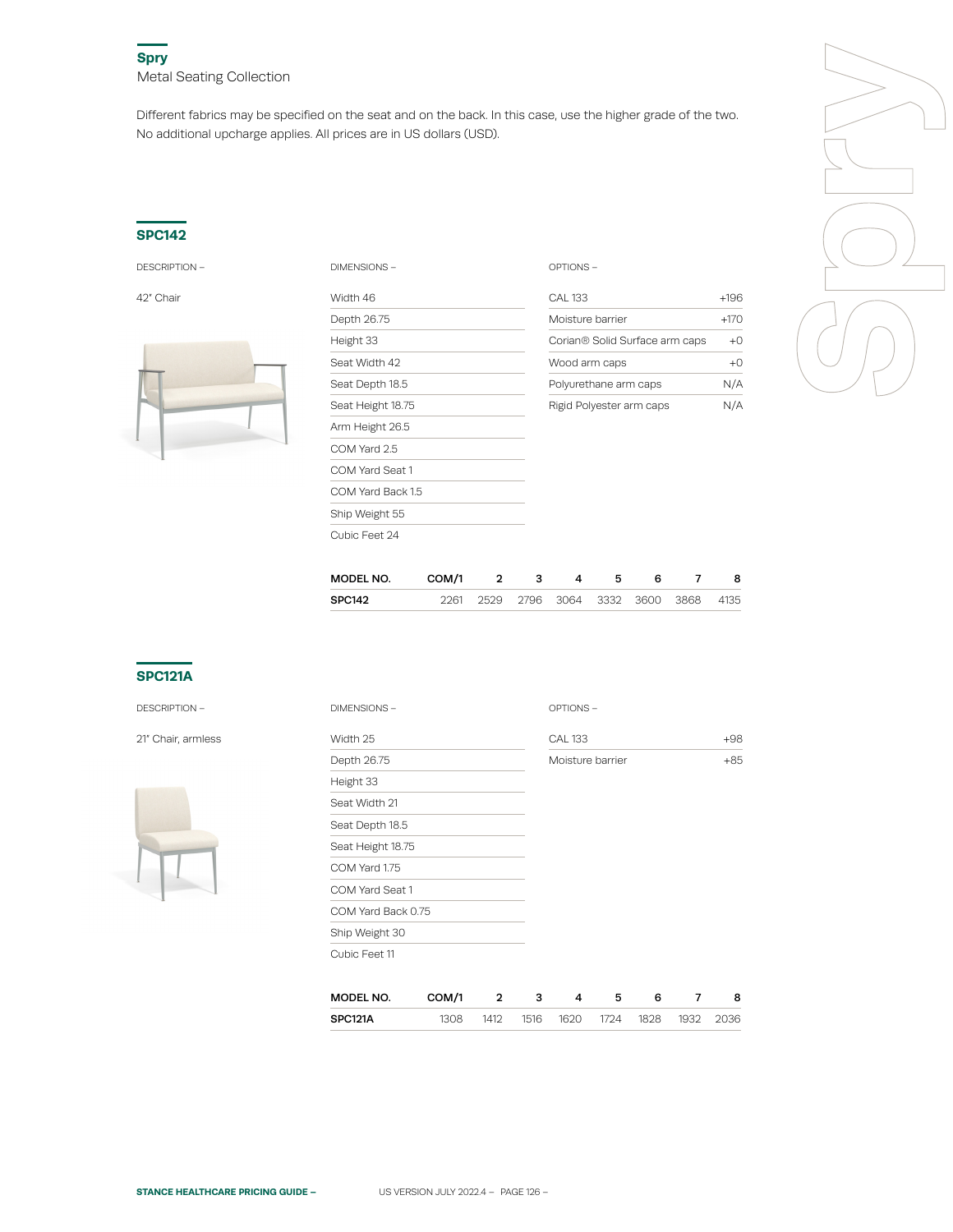## Spry

Metal Seating Collection

Different fabrics may be specified on the seat and on the back. In this case, use the higher grade of the two. No additional upcharge applies. All prices are in US dollars (USD).

### SPC142

DESCRIPTION –

42" Chair

DIMENSIONS –

| |
|---|
| Width 46 |
| Depth 26.75 |
| Height 33 |
| Seat Width 42 |
| Seat Depth 18.5 |
| Seat Height 18.75 |
| Arm Height 26.5 |
| COM Yard 2.5 |
| COM Yard Seat 1 |
| COM Yard Back 1.5 |
| Ship Weight 55 |
| Cubic Feet 24 |

OPTIONS –

| | |
|---|---|
| CAL 133 | +196 |
| Moisture barrier | +170 |
| Corian® Solid Surface arm caps | +0 |
| Wood arm caps | +0 |
| Polyurethane arm caps | N/A |
| Rigid Polyester arm caps | N/A |

| MODEL NO. | COM/1 | 2 | 3 | 4 | 5 | 6 | 7 | 8 |
|---|---|---|---|---|---|---|---|---|
| SPC142 | 2261 | 2529 | 2796 | 3064 | 3332 | 3600 | 3868 | 4135 |

### SPC121A

DESCRIPTION –

21" Chair, armless

DIMENSIONS –

| |
|---|
| Width 25 |
| Depth 26.75 |
| Height 33 |
| Seat Width 21 |
| Seat Depth 18.5 |
| Seat Height 18.75 |
| COM Yard 1.75 |
| COM Yard Seat 1 |
| COM Yard Back 0.75 |
| Ship Weight 30 |
| Cubic Feet 11 |

OPTIONS –

| | |
|---|---|
| CAL 133 | +98 |
| Moisture barrier | +85 |

| MODEL NO. | COM/1 | 2 | 3 | 4 | 5 | 6 | 7 | 8 |
|---|---|---|---|---|---|---|---|---|
| SPC121A | 1308 | 1412 | 1516 | 1620 | 1724 | 1828 | 1932 | 2036 |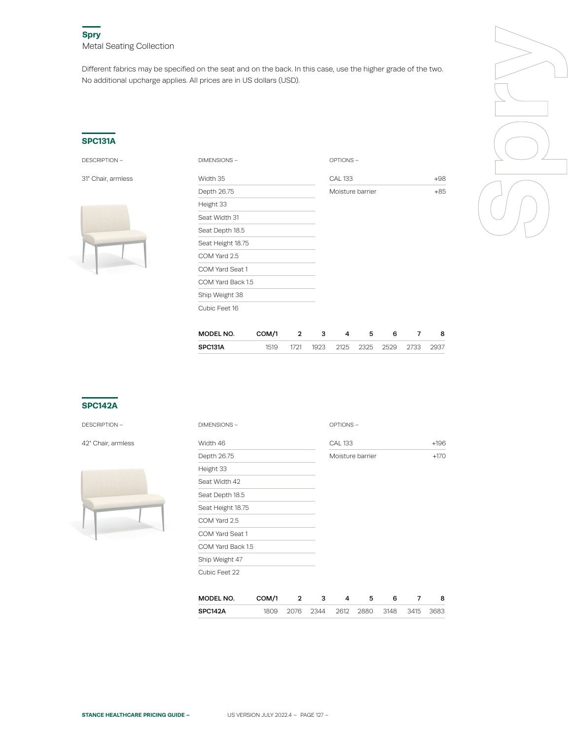## Spry

Metal Seating Collection

Different fabrics may be specified on the seat and on the back. In this case, use the higher grade of the two. No additional upcharge applies. All prices are in US dollars (USD).

### SPC131A

DESCRIPTION –

31" Chair, armless

DIMENSIONS –

- Width 35
- Depth 26.75
- Height 33
- Seat Width 31
- Seat Depth 18.5
- Seat Height 18.75
- COM Yard 2.5
- COM Yard Seat 1
- COM Yard Back 1.5
- Ship Weight 38
- Cubic Feet 16

OPTIONS –

| Option | Price |
|---|---|
| CAL 133 | +98 |
| Moisture barrier | +85 |

| MODEL NO. | COM/1 | 2 | 3 | 4 | 5 | 6 | 7 | 8 |
|---|---|---|---|---|---|---|---|---|
| **SPC131A** | 1519 | 1721 | 1923 | 2125 | 2325 | 2529 | 2733 | 2937 |

### SPC142A

DESCRIPTION –

42" Chair, armless

DIMENSIONS –

- Width 46
- Depth 26.75
- Height 33
- Seat Width 42
- Seat Depth 18.5
- Seat Height 18.75
- COM Yard 2.5
- COM Yard Seat 1
- COM Yard Back 1.5
- Ship Weight 47
- Cubic Feet 22

OPTIONS –

| Option | Price |
|---|---|
| CAL 133 | +196 |
| Moisture barrier | +170 |

| MODEL NO. | COM/1 | 2 | 3 | 4 | 5 | 6 | 7 | 8 |
|---|---|---|---|---|---|---|---|---|
| **SPC142A** | 1809 | 2076 | 2344 | 2612 | 2880 | 3148 | 3415 | 3683 |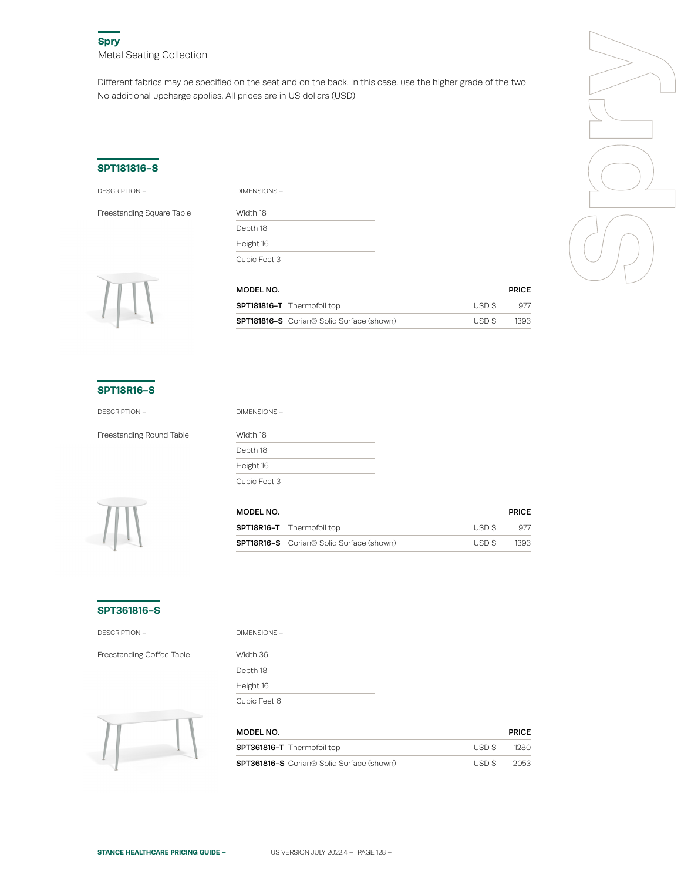## Spry

Metal Seating Collection

Different fabrics may be specified on the seat and on the back. In this case, use the higher grade of the two. No additional upcharge applies. All prices are in US dollars (USD).

### SPT181816-S

DESCRIPTION –

Freestanding Square Table

DIMENSIONS –

| | |
|---|---|
| Width 18 | |
| Depth 18 | |
| Height 16 | |
| Cubic Feet 3 | |

| MODEL NO. | | | PRICE |
|---|---|---|---|
| **SPT181816-T** | Thermofoil top | USD $ | 977 |
| **SPT181816-S** | Corian® Solid Surface (shown) | USD $ | 1393 |

### SPT18R16-S

DESCRIPTION –

Freestanding Round Table

DIMENSIONS –

| | |
|---|---|
| Width 18 | |
| Depth 18 | |
| Height 16 | |
| Cubic Feet 3 | |

| MODEL NO. | | | PRICE |
|---|---|---|---|
| **SPT18R16-T** | Thermofoil top | USD $ | 977 |
| **SPT18R16-S** | Corian® Solid Surface (shown) | USD $ | 1393 |

### SPT361816-S

DESCRIPTION –

Freestanding Coffee Table

DIMENSIONS –

| | |
|---|---|
| Width 36 | |
| Depth 18 | |
| Height 16 | |
| Cubic Feet 6 | |

| MODEL NO. | | | PRICE |
|---|---|---|---|
| **SPT361816-T** | Thermofoil top | USD $ | 1280 |
| **SPT361816-S** | Corian® Solid Surface (shown) | USD $ | 2053 |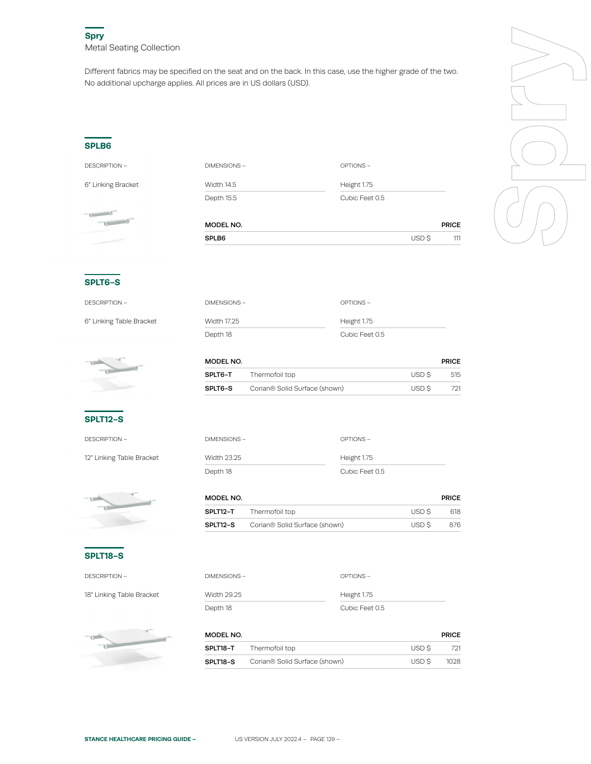## Spry

Metal Seating Collection

Different fabrics may be specified on the seat and on the back. In this case, use the higher grade of the two. No additional upcharge applies. All prices are in US dollars (USD).

### SPLB6

DESCRIPTION –

6" Linking Bracket

DIMENSIONS –

Width 14.5

Depth 15.5

OPTIONS –

Height 1.75

Cubic Feet 0.5

| MODEL NO. | | | PRICE |
|---|---|---|---|
| SPLB6 | | USD $ | 111 |

### SPLT6-S

DESCRIPTION –

6" Linking Table Bracket

DIMENSIONS –

Width 17.25

Depth 18

OPTIONS –

Height 1.75

Cubic Feet 0.5

| MODEL NO. | | | PRICE |
|---|---|---|---|
| SPLT6-T | Thermofoil top | USD $ | 515 |
| SPLT6-S | Corian® Solid Surface (shown) | USD $ | 721 |

### SPLT12-S

DESCRIPTION –

12" Linking Table Bracket

DIMENSIONS –

Width 23.25

Depth 18

OPTIONS –

Height 1.75

Cubic Feet 0.5

| MODEL NO. | | | PRICE |
|---|---|---|---|
| SPLT12-T | Thermofoil top | USD $ | 618 |
| SPLT12-S | Corian® Solid Surface (shown) | USD $ | 876 |

### SPLT18-S

DESCRIPTION –

18" Linking Table Bracket

DIMENSIONS –

Width 29.25

Depth 18

OPTIONS –

Height 1.75

Cubic Feet 0.5

| MODEL NO. | | | PRICE |
|---|---|---|---|
| SPLT18-T | Thermofoil top | USD $ | 721 |
| SPLT18-S | Corian® Solid Surface (shown) | USD $ | 1028 |